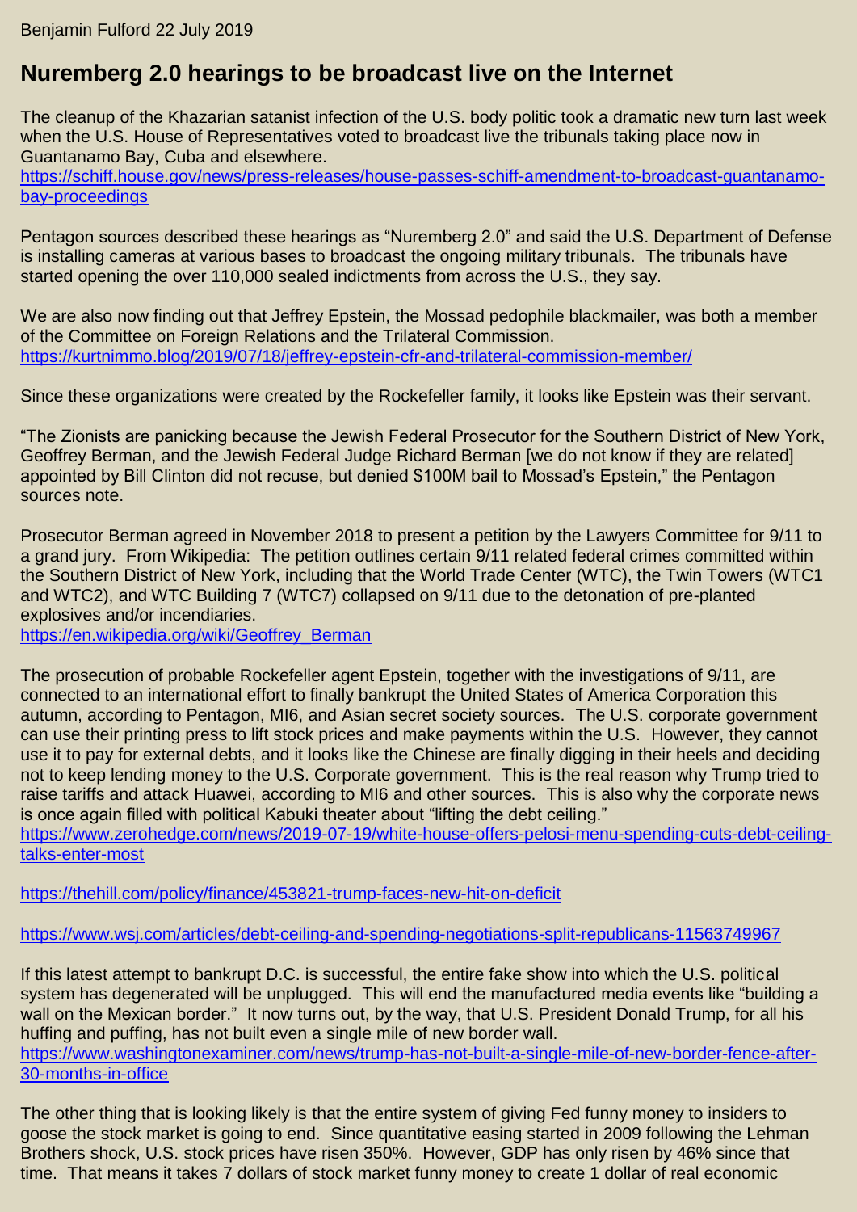Benjamin Fulford 22 July 2019

# Nuremberg 2.0 hearings to be broadcast live on the Internet

The cleanup of the Khazarian satanist infection of the U.S. body politic took a dramatic new turn last week when the U.S. House of Representatives voted to broadcast live the tribunals taking place now in Guantanamo Bay, Cuba and elsewhere.
https://schiff.house.gov/news/press-releases/house-passes-schiff-amendment-to-broadcast-guantanamo-bay-proceedings

Pentagon sources described these hearings as "Nuremberg 2.0" and said the U.S. Department of Defense is installing cameras at various bases to broadcast the ongoing military tribunals. The tribunals have started opening the over 110,000 sealed indictments from across the U.S., they say.

We are also now finding out that Jeffrey Epstein, the Mossad pedophile blackmailer, was both a member of the Committee on Foreign Relations and the Trilateral Commission.
https://kurtnimmo.blog/2019/07/18/jeffrey-epstein-cfr-and-trilateral-commission-member/

Since these organizations were created by the Rockefeller family, it looks like Epstein was their servant.

"The Zionists are panicking because the Jewish Federal Prosecutor for the Southern District of New York, Geoffrey Berman, and the Jewish Federal Judge Richard Berman [we do not know if they are related] appointed by Bill Clinton did not recuse, but denied $100M bail to Mossad's Epstein," the Pentagon sources note.

Prosecutor Berman agreed in November 2018 to present a petition by the Lawyers Committee for 9/11 to a grand jury. From Wikipedia: The petition outlines certain 9/11 related federal crimes committed within the Southern District of New York, including that the World Trade Center (WTC), the Twin Towers (WTC1 and WTC2), and WTC Building 7 (WTC7) collapsed on 9/11 due to the detonation of pre-planted explosives and/or incendiaries.
https://en.wikipedia.org/wiki/Geoffrey_Berman

The prosecution of probable Rockefeller agent Epstein, together with the investigations of 9/11, are connected to an international effort to finally bankrupt the United States of America Corporation this autumn, according to Pentagon, MI6, and Asian secret society sources. The U.S. corporate government can use their printing press to lift stock prices and make payments within the U.S. However, they cannot use it to pay for external debts, and it looks like the Chinese are finally digging in their heels and deciding not to keep lending money to the U.S. Corporate government. This is the real reason why Trump tried to raise tariffs and attack Huawei, according to MI6 and other sources. This is also why the corporate news is once again filled with political Kabuki theater about "lifting the debt ceiling."
https://www.zerohedge.com/news/2019-07-19/white-house-offers-pelosi-menu-spending-cuts-debt-ceiling-talks-enter-most

https://thehill.com/policy/finance/453821-trump-faces-new-hit-on-deficit

https://www.wsj.com/articles/debt-ceiling-and-spending-negotiations-split-republicans-11563749967

If this latest attempt to bankrupt D.C. is successful, the entire fake show into which the U.S. political system has degenerated will be unplugged. This will end the manufactured media events like "building a wall on the Mexican border." It now turns out, by the way, that U.S. President Donald Trump, for all his huffing and puffing, has not built even a single mile of new border wall.
https://www.washingtonexaminer.com/news/trump-has-not-built-a-single-mile-of-new-border-fence-after-30-months-in-office

The other thing that is looking likely is that the entire system of giving Fed funny money to insiders to goose the stock market is going to end. Since quantitative easing started in 2009 following the Lehman Brothers shock, U.S. stock prices have risen 350%. However, GDP has only risen by 46% since that time. That means it takes 7 dollars of stock market funny money to create 1 dollar of real economic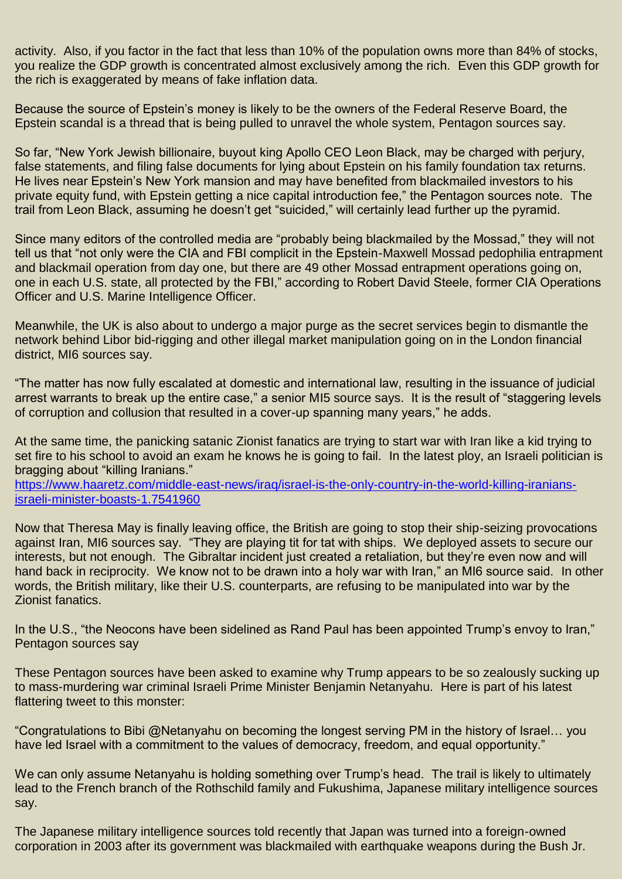activity. Also, if you factor in the fact that less than 10% of the population owns more than 84% of stocks, you realize the GDP growth is concentrated almost exclusively among the rich. Even this GDP growth for the rich is exaggerated by means of fake inflation data.

Because the source of Epstein's money is likely to be the owners of the Federal Reserve Board, the Epstein scandal is a thread that is being pulled to unravel the whole system, Pentagon sources say.

So far, "New York Jewish billionaire, buyout king Apollo CEO Leon Black, may be charged with perjury, false statements, and filing false documents for lying about Epstein on his family foundation tax returns. He lives near Epstein's New York mansion and may have benefited from blackmailed investors to his private equity fund, with Epstein getting a nice capital introduction fee," the Pentagon sources note. The trail from Leon Black, assuming he doesn't get "suicided," will certainly lead further up the pyramid.

Since many editors of the controlled media are "probably being blackmailed by the Mossad," they will not tell us that "not only were the CIA and FBI complicit in the Epstein-Maxwell Mossad pedophilia entrapment and blackmail operation from day one, but there are 49 other Mossad entrapment operations going on, one in each U.S. state, all protected by the FBI," according to Robert David Steele, former CIA Operations Officer and U.S. Marine Intelligence Officer.

Meanwhile, the UK is also about to undergo a major purge as the secret services begin to dismantle the network behind Libor bid-rigging and other illegal market manipulation going on in the London financial district, MI6 sources say.

"The matter has now fully escalated at domestic and international law, resulting in the issuance of judicial arrest warrants to break up the entire case," a senior MI5 source says. It is the result of "staggering levels of corruption and collusion that resulted in a cover-up spanning many years," he adds.

At the same time, the panicking satanic Zionist fanatics are trying to start war with Iran like a kid trying to set fire to his school to avoid an exam he knows he is going to fail. In the latest ploy, an Israeli politician is bragging about "killing Iranians."
[https://www.haaretz.com/middle-east-news/iraq/israel-is-the-only-country-in-the-world-killing-iranians-israeli-minister-boasts-1.7541960](https://www.haaretz.com/middle-east-news/iraq/israel-is-the-only-country-in-the-world-killing-iranians-israeli-minister-boasts-1.7541960)

Now that Theresa May is finally leaving office, the British are going to stop their ship-seizing provocations against Iran, MI6 sources say. "They are playing tit for tat with ships. We deployed assets to secure our interests, but not enough. The Gibraltar incident just created a retaliation, but they're even now and will hand back in reciprocity. We know not to be drawn into a holy war with Iran," an MI6 source said. In other words, the British military, like their U.S. counterparts, are refusing to be manipulated into war by the Zionist fanatics.

In the U.S., "the Neocons have been sidelined as Rand Paul has been appointed Trump's envoy to Iran," Pentagon sources say

These Pentagon sources have been asked to examine why Trump appears to be so zealously sucking up to mass-murdering war criminal Israeli Prime Minister Benjamin Netanyahu. Here is part of his latest flattering tweet to this monster:

"Congratulations to Bibi @Netanyahu on becoming the longest serving PM in the history of Israel… you have led Israel with a commitment to the values of democracy, freedom, and equal opportunity."

We can only assume Netanyahu is holding something over Trump's head. The trail is likely to ultimately lead to the French branch of the Rothschild family and Fukushima, Japanese military intelligence sources say.

The Japanese military intelligence sources told recently that Japan was turned into a foreign-owned corporation in 2003 after its government was blackmailed with earthquake weapons during the Bush Jr.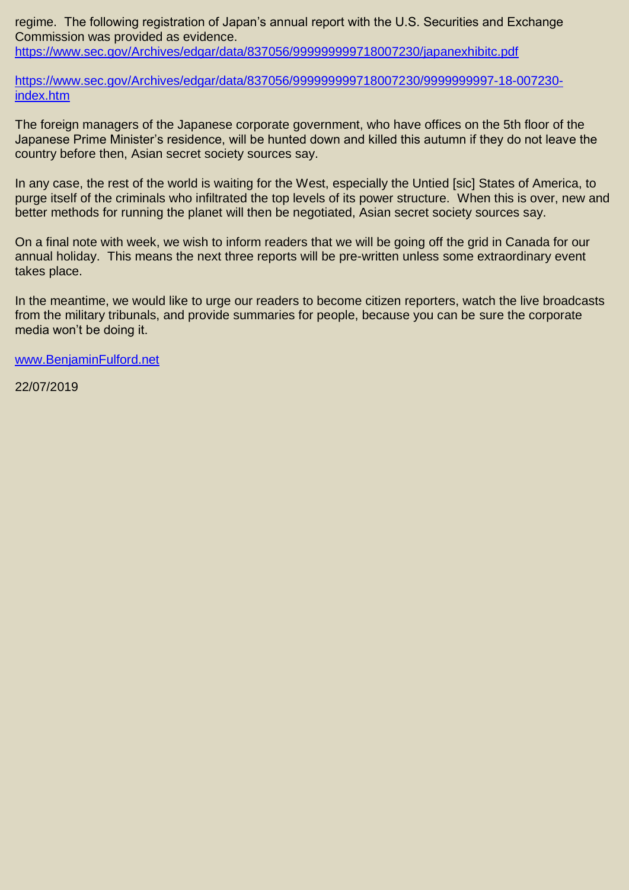regime. The following registration of Japan's annual report with the U.S. Securities and Exchange Commission was provided as evidence.
https://www.sec.gov/Archives/edgar/data/837056/999999999718007230/japanexhibitc.pdf

https://www.sec.gov/Archives/edgar/data/837056/999999999718007230/9999999997-18-007230-index.htm

The foreign managers of the Japanese corporate government, who have offices on the 5th floor of the Japanese Prime Minister's residence, will be hunted down and killed this autumn if they do not leave the country before then, Asian secret society sources say.

In any case, the rest of the world is waiting for the West, especially the Untied [sic] States of America, to purge itself of the criminals who infiltrated the top levels of its power structure. When this is over, new and better methods for running the planet will then be negotiated, Asian secret society sources say.

On a final note with week, we wish to inform readers that we will be going off the grid in Canada for our annual holiday. This means the next three reports will be pre-written unless some extraordinary event takes place.

In the meantime, we would like to urge our readers to become citizen reporters, watch the live broadcasts from the military tribunals, and provide summaries for people, because you can be sure the corporate media won't be doing it.

www.BenjaminFulford.net

22/07/2019